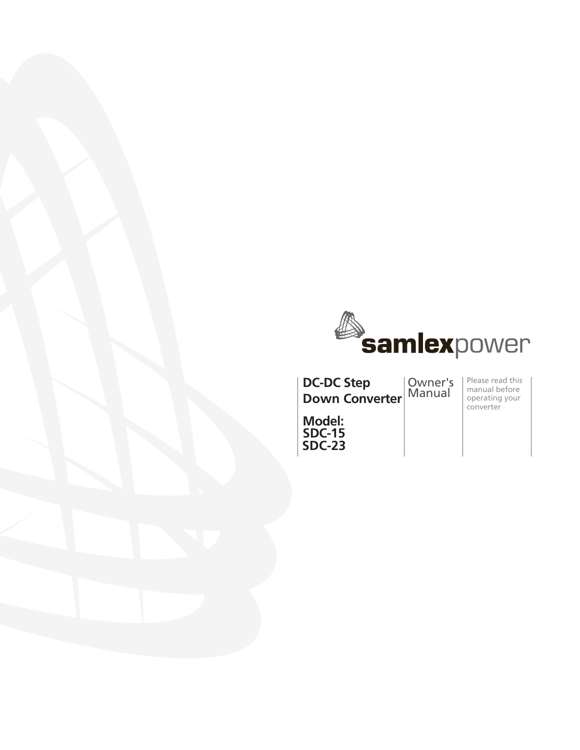samlexpower

# DC-DC Step Down Converter

## Model: SDC-15 SDC-23

Owner's Manual

Please read this manual before operating your converter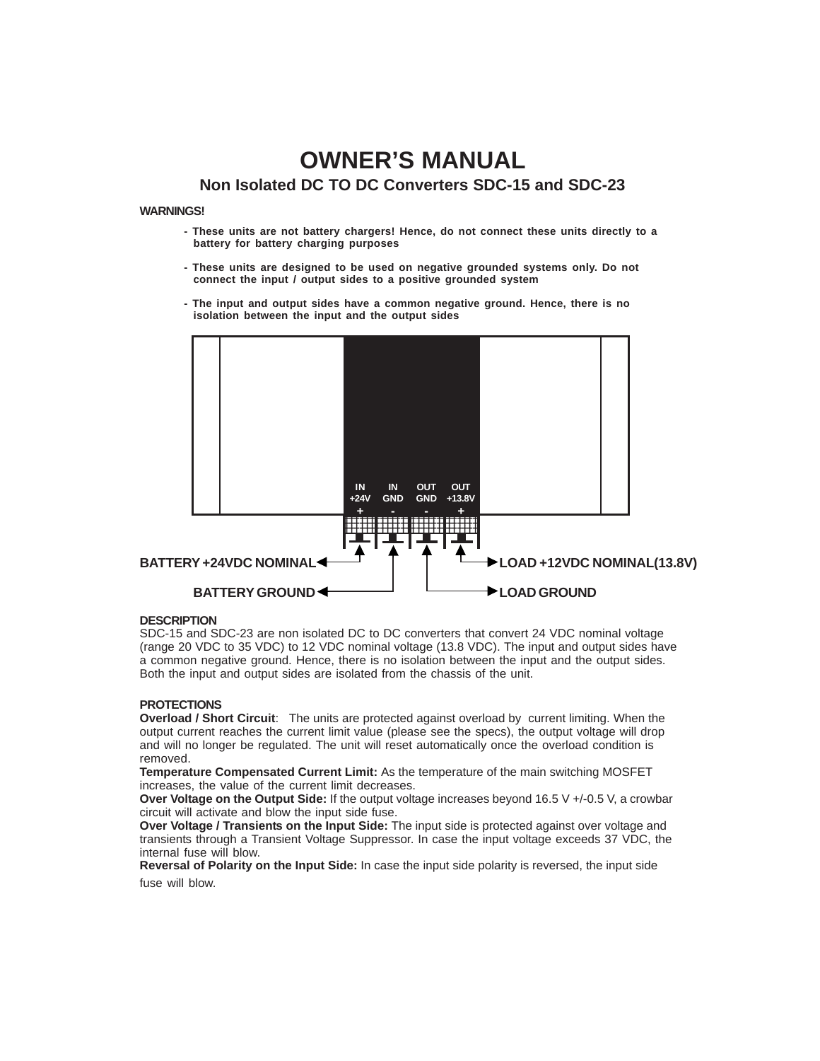# OWNER'S MANUAL

## Non Isolated DC TO DC Converters SDC-15 and SDC-23

**WARNINGS!**

- **These units are not battery chargers! Hence, do not connect these units directly to a battery for battery charging purposes**
- **These units are designed to be used on negative grounded systems only. Do not connect the input / output sides to a positive grounded system**
- **The input and output sides have a common negative ground. Hence, there is no isolation between the input and the output sides**

| IN +24V + | IN GND - | OUT GND - | OUT +13.8V + |
|---|---|---|---|
| BATTERY +24VDC NOMINAL | BATTERY GROUND | LOAD GROUND | LOAD +12VDC NOMINAL(13.8V) |

**DESCRIPTION**

SDC-15 and SDC-23 are non isolated DC to DC converters that convert 24 VDC nominal voltage (range 20 VDC to 35 VDC) to 12 VDC nominal voltage (13.8 VDC). The input and output sides have a common negative ground. Hence, there is no isolation between the input and the output sides. Both the input and output sides are isolated from the chassis of the unit.

**PROTECTIONS**

**Overload / Short Circuit**: The units are protected against overload by current limiting. When the output current reaches the current limit value (please see the specs), the output voltage will drop and will no longer be regulated. The unit will reset automatically once the overload condition is removed.

**Temperature Compensated Current Limit:** As the temperature of the main switching MOSFET increases, the value of the current limit decreases.

**Over Voltage on the Output Side:** If the output voltage increases beyond 16.5 V +/-0.5 V, a crowbar circuit will activate and blow the input side fuse.

**Over Voltage / Transients on the Input Side:** The input side is protected against over voltage and transients through a Transient Voltage Suppressor. In case the input voltage exceeds 37 VDC, the internal fuse will blow.

**Reversal of Polarity on the Input Side:** In case the input side polarity is reversed, the input side fuse will blow.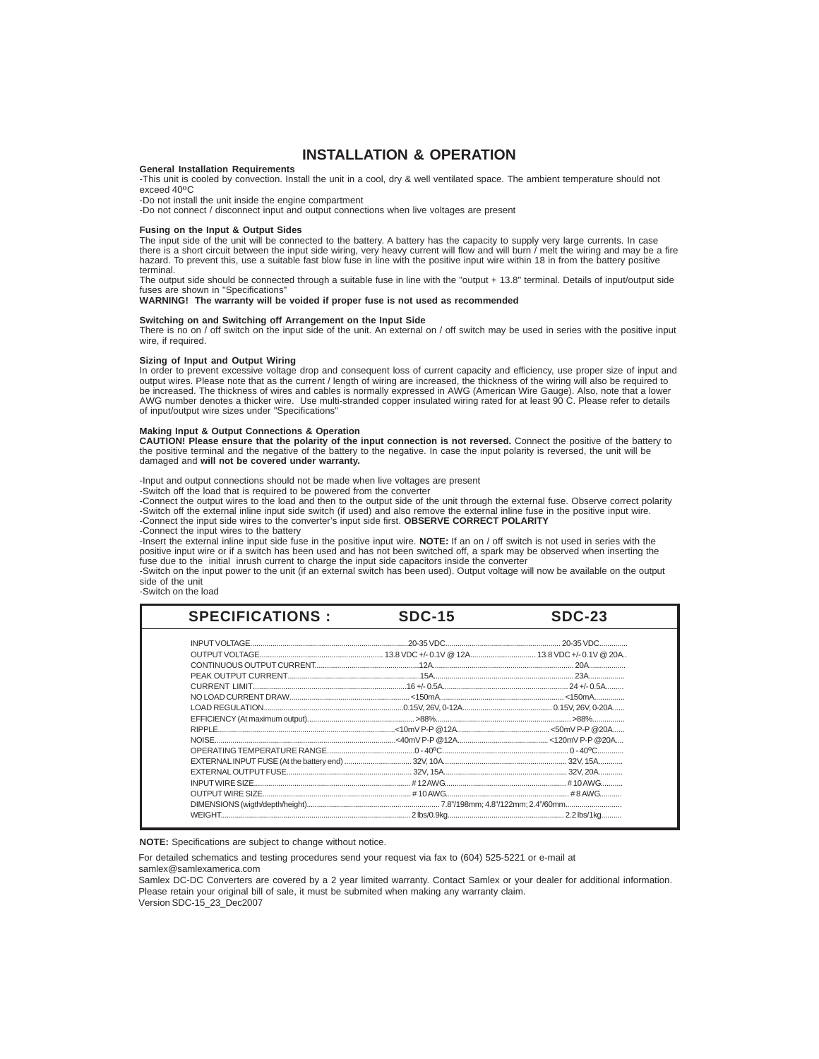# INSTALLATION & OPERATION

**General Installation Requirements**

-This unit is cooled by convection. Install the unit in a cool, dry & well ventilated space. The ambient temperature should not exceed 40ºC

-Do not install the unit inside the engine compartment

-Do not connect / disconnect input and output connections when live voltages are present

**Fusing on the Input & Output Sides**

The input side of the unit will be connected to the battery. A battery has the capacity to supply very large currents. In case there is a short circuit between the input side wiring, very heavy current will flow and will burn / melt the wiring and may be a fire hazard. To prevent this, use a suitable fast blow fuse in line with the positive input wire within 18 in from the battery positive terminal.

The output side should be connected through a suitable fuse in line with the "output + 13.8" terminal. Details of input/output side fuses are shown in "Specifications"

**WARNING! The warranty will be voided if proper fuse is not used as recommended**

**Switching on and Switching off Arrangement on the Input Side**

There is no on / off switch on the input side of the unit. An external on / off switch may be used in series with the positive input wire, if required.

**Sizing of Input and Output Wiring**

In order to prevent excessive voltage drop and consequent loss of current capacity and efficiency, use proper size of input and output wires. Please note that as the current / length of wiring are increased, the thickness of the wiring will also be required to be increased. The thickness of wires and cables is normally expressed in AWG (American Wire Gauge). Also, note that a lower AWG number denotes a thicker wire. Use multi-stranded copper insulated wiring rated for at least 90 C. Please refer to details of input/output wire sizes under "Specifications"

**Making Input & Output Connections & Operation**

**CAUTION! Please ensure that the polarity of the input connection is not reversed.** Connect the positive of the battery to the positive terminal and the negative of the battery to the negative. In case the input polarity is reversed, the unit will be damaged and **will not be covered under warranty.**

-Input and output connections should not be made when live voltages are present

-Switch off the load that is required to be powered from the converter

-Connect the output wires to the load and then to the output side of the unit through the external fuse. Observe correct polarity

-Switch off the external inline input side switch (if used) and also remove the external inline fuse in the positive input wire.

-Connect the input side wires to the converter's input side first. **OBSERVE CORRECT POLARITY**

-Connect the input wires to the battery

-Insert the external inline input side fuse in the positive input wire. **NOTE:** If an on / off switch is not used in series with the positive input wire or if a switch has been used and has not been switched off, a spark may be observed when inserting the fuse due to the initial inrush current to charge the input side capacitors inside the converter

-Switch on the input power to the unit (if an external switch has been used). Output voltage will now be available on the output side of the unit

-Switch on the load

| SPECIFICATIONS : | SDC-15 | SDC-23 |
|---|---|---|
| INPUT VOLTAGE | 20-35 VDC | 20-35 VDC |
| OUTPUT VOLTAGE | 13.8 VDC +/- 0.1V @ 12A | 13.8 VDC +/- 0.1V @ 20A |
| CONTINUOUS OUTPUT CURRENT | 12A | 20A |
| PEAK OUTPUT CURRENT | 15A | 23A |
| CURRENT LIMIT | 16 +/- 0.5A | 24 +/- 0.5A |
| NO LOAD CURRENT DRAW | <150mA | <150mA |
| LOAD REGULATION | 0.15V, 26V, 0-12A | 0.15V, 26V, 0-20A |
| EFFICIENCY (At maximum output) | >88% | >88% |
| RIPPLE | <10mV P-P @12A | <50mV P-P @20A |
| NOISE | <40mV P-P @12A | <120mV P-P @20A |
| OPERATING TEMPERATURE RANGE | 0 - 40ºC | 0 - 40ºC |
| EXTERNAL INPUT FUSE (At the battery end) | 32V, 10A | 32V, 15A |
| EXTERNAL OUTPUT FUSE | 32V, 15A | 32V, 20A |
| INPUT WIRE SIZE | # 12 AWG | # 10 AWG |
| OUTPUT WIRE SIZE | # 10 AWG | # 8 AWG |
| DIMENSIONS (wigth/depth/height) | 7.8"/198mm; 4.8"/122mm; 2.4"/60mm | |
| WEIGHT | 2 lbs/0.9kg | 2.2 lbs/1kg |

**NOTE:** Specifications are subject to change without notice.

For detailed schematics and testing procedures send your request via fax to (604) 525-5221 or e-mail at samlex@samlexamerica.com

Samlex DC-DC Converters are covered by a 2 year limited warranty. Contact Samlex or your dealer for additional information. Please retain your original bill of sale, it must be submited when making any warranty claim.

Version SDC-15_23_Dec2007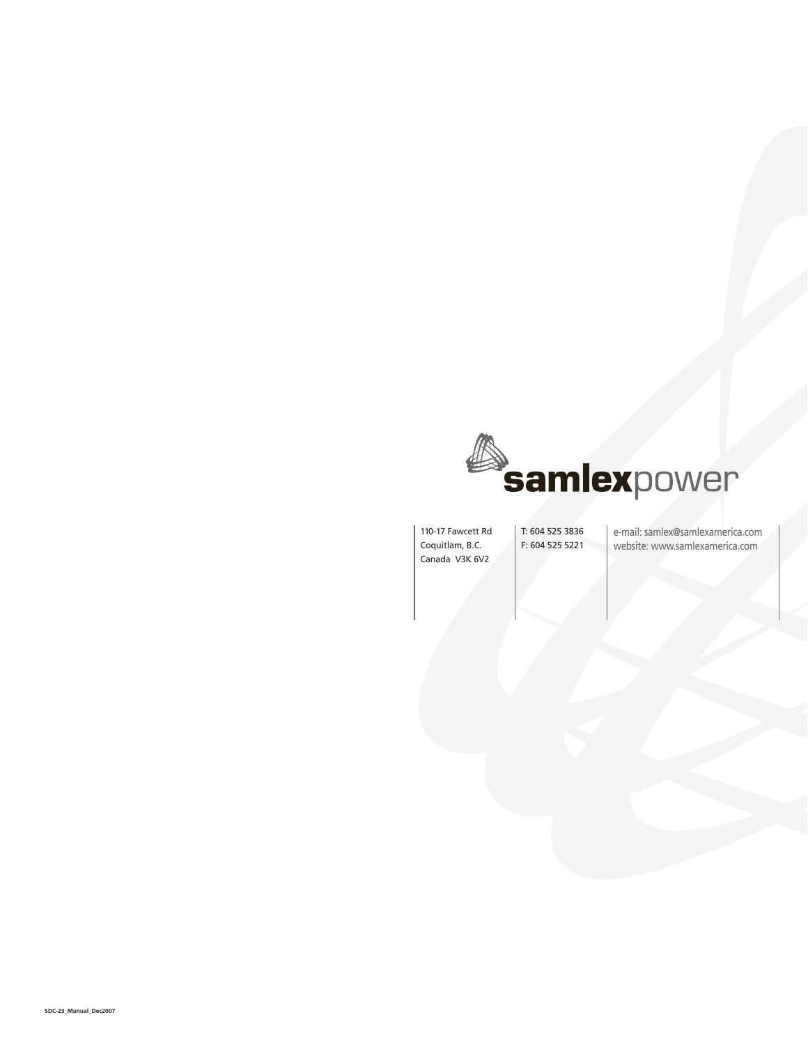samlexpower

110-17 Fawcett Rd
Coquitlam, B.C.
Canada V3K 6V2

T: 604 525 3836
F: 604 525 5221

e-mail: samlex@samlexamerica.com
website: www.samlexamerica.com

SDC-23_Manual_Dec2007